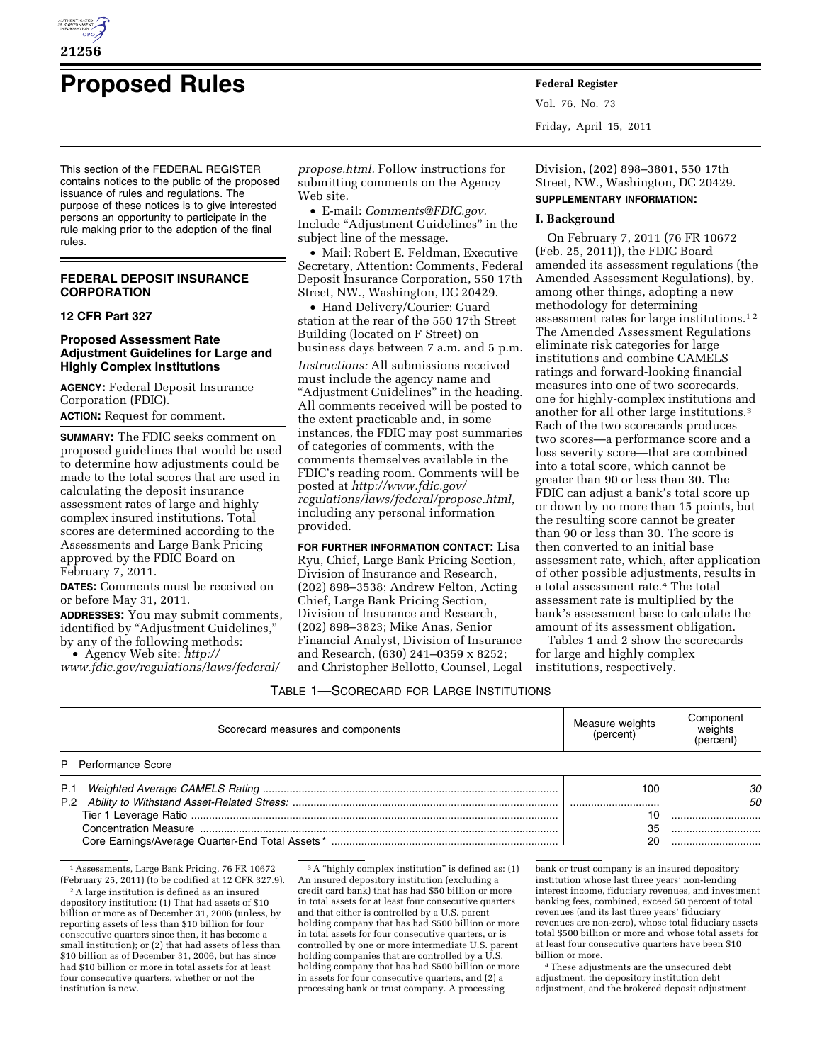# Proposed Rules

This section of the FEDERAL REGISTER contains notices to the public of the proposed issuance of rules and regulations. The purpose of these notices is to give interested persons an opportunity to participate in the rule making prior to the adoption of the final rules.

## FEDERAL DEPOSIT INSURANCE CORPORATION

### 12 CFR Part 327

### Proposed Assessment Rate Adjustment Guidelines for Large and Highly Complex Institutions

**AGENCY:** Federal Deposit Insurance Corporation (FDIC).

**ACTION:** Request for comment.

**SUMMARY:** The FDIC seeks comment on proposed guidelines that would be used to determine how adjustments could be made to the total scores that are used in calculating the deposit insurance assessment rates of large and highly complex insured institutions. Total scores are determined according to the Assessments and Large Bank Pricing approved by the FDIC Board on February 7, 2011.

**DATES:** Comments must be received on or before May 31, 2011.

**ADDRESSES:** You may submit comments, identified by "Adjustment Guidelines," by any of the following methods:

- Agency Web site: *http://www.fdic.gov/regulations/laws/federal/propose.html.* Follow instructions for submitting comments on the Agency Web site.
- E-mail: *Comments@FDIC.gov*. Include "Adjustment Guidelines" in the subject line of the message.
- Mail: Robert E. Feldman, Executive Secretary, Attention: Comments, Federal Deposit Insurance Corporation, 550 17th Street, NW., Washington, DC 20429.
- Hand Delivery/Courier: Guard station at the rear of the 550 17th Street Building (located on F Street) on business days between 7 a.m. and 5 p.m.

*Instructions:* All submissions received must include the agency name and "Adjustment Guidelines" in the heading. All comments received will be posted to the extent practicable and, in some instances, the FDIC may post summaries of categories of comments, with the comments themselves available in the FDIC's reading room. Comments will be posted at *http://www.fdic.gov/regulations/laws/federal/propose.html,* including any personal information provided.

**FOR FURTHER INFORMATION CONTACT:** Lisa Ryu, Chief, Large Bank Pricing Section, Division of Insurance and Research, (202) 898–3538; Andrew Felton, Acting Chief, Large Bank Pricing Section, Division of Insurance and Research, (202) 898–3823; Mike Anas, Senior Financial Analyst, Division of Insurance and Research, (630) 241–0359 x 8252; and Christopher Bellotto, Counsel, Legal Division, (202) 898–3801, 550 17th Street, NW., Washington, DC 20429.

**SUPPLEMENTARY INFORMATION:**

**I. Background**

On February 7, 2011 (76 FR 10672 (Feb. 25, 2011)), the FDIC Board amended its assessment regulations (the Amended Assessment Regulations), by, among other things, adopting a new methodology for determining assessment rates for large institutions.[1] [2] The Amended Assessment Regulations eliminate risk categories for large institutions and combine CAMELS ratings and forward-looking financial measures into one of two scorecards, one for highly-complex institutions and another for all other large institutions.[3] Each of the two scorecards produces two scores—a performance score and a loss severity score—that are combined into a total score, which cannot be greater than 90 or less than 30. The FDIC can adjust a bank's total score up or down by no more than 15 points, but the resulting score cannot be greater than 90 or less than 30. The score is then converted to an initial base assessment rate, which, after application of other possible adjustments, results in a total assessment rate.[4] The total assessment rate is multiplied by the bank's assessment base to calculate the amount of its assessment obligation.

Tables 1 and 2 show the scorecards for large and highly complex institutions, respectively.

TABLE 1—SCORECARD FOR LARGE INSTITUTIONS

| Scorecard measures and components | Measure weights (percent) | Component weights (percent) |
|---|---|---|
| P Performance Score | | |
| P.1 *Weighted Average CAMELS Rating* | 100 | *30* |
| P.2 *Ability to Withstand Asset-Related Stress:* | | *50* |
| Tier 1 Leverage Ratio | 10 | |
| Concentration Measure | 35 | |
| Core Earnings/Average Quarter-End Total Assets * | 20 | |

[1] Assessments, Large Bank Pricing, 76 FR 10672 (February 25, 2011) (to be codified at 12 CFR 327.9).

[2] A large institution is defined as an insured depository institution: (1) That had assets of $10 billion or more as of December 31, 2006 (unless, by reporting assets of less than $10 billion for four consecutive quarters since then, it has become a small institution); or (2) that had assets of less than $10 billion as of December 31, 2006, but has since had $10 billion or more in total assets for at least four consecutive quarters, whether or not the institution is new.

[3] A "highly complex institution" is defined as: (1) An insured depository institution (excluding a credit card bank) that has had $50 billion or more in total assets for at least four consecutive quarters and that either is controlled by a U.S. parent holding company that has had $500 billion or more in total assets for four consecutive quarters, or is controlled by one or more intermediate U.S. parent holding companies that are controlled by a U.S. holding company that has had $500 billion or more in assets for four consecutive quarters, and (2) a processing bank or trust company. A processing bank or trust company is an insured depository institution whose last three years' non-lending interest income, fiduciary revenues, and investment banking fees, combined, exceed 50 percent of total revenues (and its last three years' fiduciary revenues are non-zero), whose total fiduciary assets total $500 billion or more and whose total assets for at least four consecutive quarters have been $10 billion or more.

[4] These adjustments are the unsecured debt adjustment, the depository institution debt adjustment, and the brokered deposit adjustment.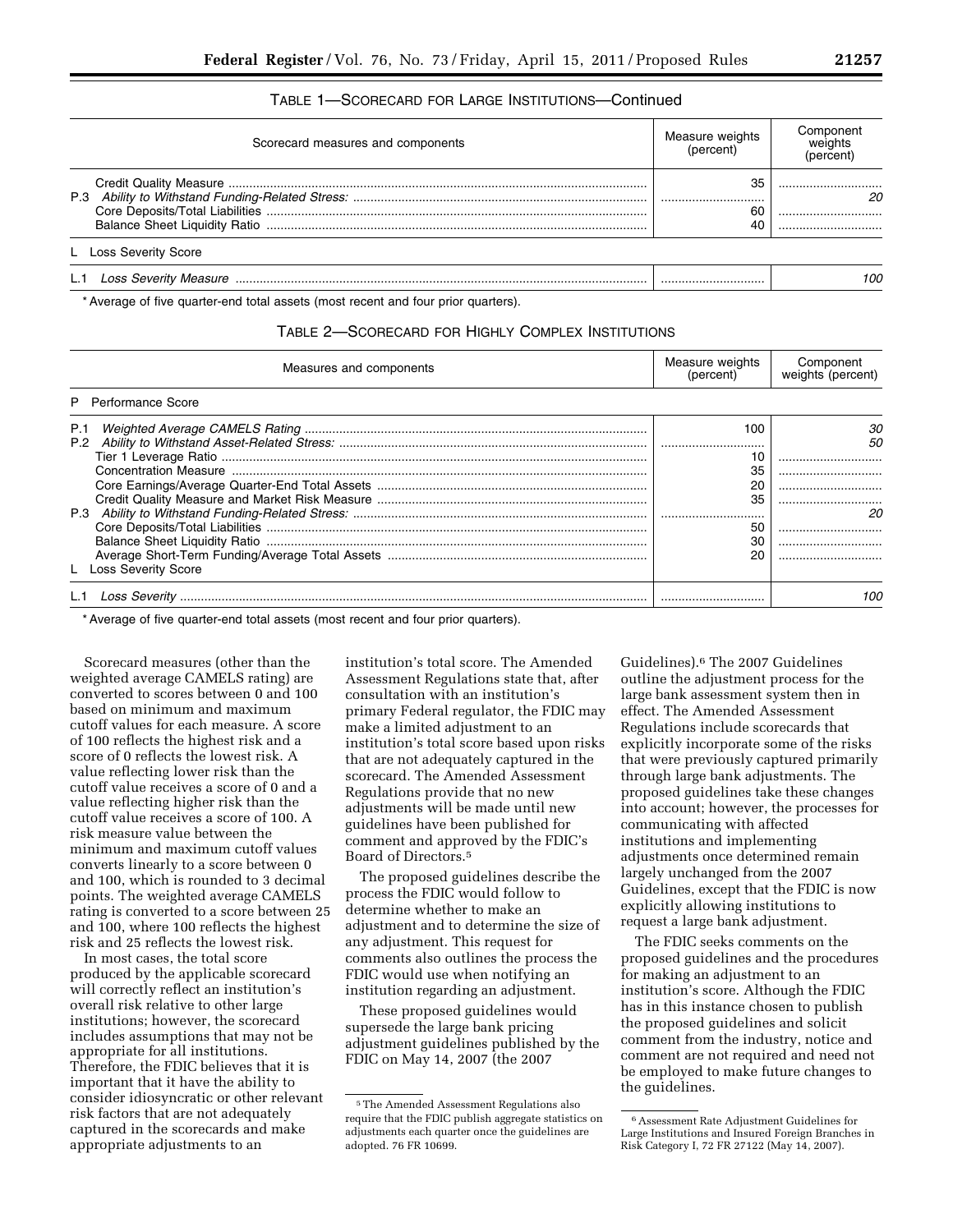TABLE 1—SCORECARD FOR LARGE INSTITUTIONS—Continued

| Scorecard measures and components | Measure weights (percent) | Component weights (percent) |
|---|---|---|
| Credit Quality Measure | 35 | |
| P.3 *Ability to Withstand Funding-Related Stress:* | | *20* |
| Core Deposits/Total Liabilities | 60 | |
| Balance Sheet Liquidity Ratio | 40 | |
| L Loss Severity Score | | |
| L.1 *Loss Severity Measure* | | *100* |

* Average of five quarter-end total assets (most recent and four prior quarters).

TABLE 2—SCORECARD FOR HIGHLY COMPLEX INSTITUTIONS

| Measures and components | Measure weights (percent) | Component weights (percent) |
|---|---|---|
| P Performance Score | | |
| P.1 *Weighted Average CAMELS Rating* | 100 | *30* |
| P.2 *Ability to Withstand Asset-Related Stress:* | | *50* |
| Tier 1 Leverage Ratio | 10 | |
| Concentration Measure | 35 | |
| Core Earnings/Average Quarter-End Total Assets | 20 | |
| Credit Quality Measure and Market Risk Measure | 35 | |
| P.3 *Ability to Withstand Funding-Related Stress:* | | *20* |
| Core Deposits/Total Liabilities | 50 | |
| Balance Sheet Liquidity Ratio | 30 | |
| Average Short-Term Funding/Average Total Assets | 20 | |
| L Loss Severity Score | | |
| L.1 *Loss Severity* | | *100* |

* Average of five quarter-end total assets (most recent and four prior quarters).

Scorecard measures (other than the weighted average CAMELS rating) are converted to scores between 0 and 100 based on minimum and maximum cutoff values for each measure. A score of 100 reflects the highest risk and a score of 0 reflects the lowest risk. A value reflecting lower risk than the cutoff value receives a score of 0 and a value reflecting higher risk than the cutoff value receives a score of 100. A risk measure value between the minimum and maximum cutoff values converts linearly to a score between 0 and 100, which is rounded to 3 decimal points. The weighted average CAMELS rating is converted to a score between 25 and 100, where 100 reflects the highest risk and 25 reflects the lowest risk.

In most cases, the total score produced by the applicable scorecard will correctly reflect an institution's overall risk relative to other large institutions; however, the scorecard includes assumptions that may not be appropriate for all institutions. Therefore, the FDIC believes that it is important that it have the ability to consider idiosyncratic or other relevant risk factors that are not adequately captured in the scorecards and make appropriate adjustments to an institution's total score. The Amended Assessment Regulations state that, after consultation with an institution's primary Federal regulator, the FDIC may make a limited adjustment to an institution's total score based upon risks that are not adequately captured in the scorecard. The Amended Assessment Regulations provide that no new adjustments will be made until new guidelines have been published for comment and approved by the FDIC's Board of Directors.[5]

The proposed guidelines describe the process the FDIC would follow to determine whether to make an adjustment and to determine the size of any adjustment. This request for comments also outlines the process the FDIC would use when notifying an institution regarding an adjustment.

These proposed guidelines would supersede the large bank pricing adjustment guidelines published by the FDIC on May 14, 2007 (the 2007 Guidelines).[6] The 2007 Guidelines outline the adjustment process for the large bank assessment system then in effect. The Amended Assessment Regulations include scorecards that explicitly incorporate some of the risks that were previously captured primarily through large bank adjustments. The proposed guidelines take these changes into account; however, the processes for communicating with affected institutions and implementing adjustments once determined remain largely unchanged from the 2007 Guidelines, except that the FDIC is now explicitly allowing institutions to request a large bank adjustment.

The FDIC seeks comments on the proposed guidelines and the procedures for making an adjustment to an institution's score. Although the FDIC has in this instance chosen to publish the proposed guidelines and solicit comment from the industry, notice and comment are not required and need not be employed to make future changes to the guidelines.

[5] The Amended Assessment Regulations also require that the FDIC publish aggregate statistics on adjustments each quarter once the guidelines are adopted. 76 FR 10699.

[6] Assessment Rate Adjustment Guidelines for Large Institutions and Insured Foreign Branches in Risk Category I, 72 FR 27122 (May 14, 2007).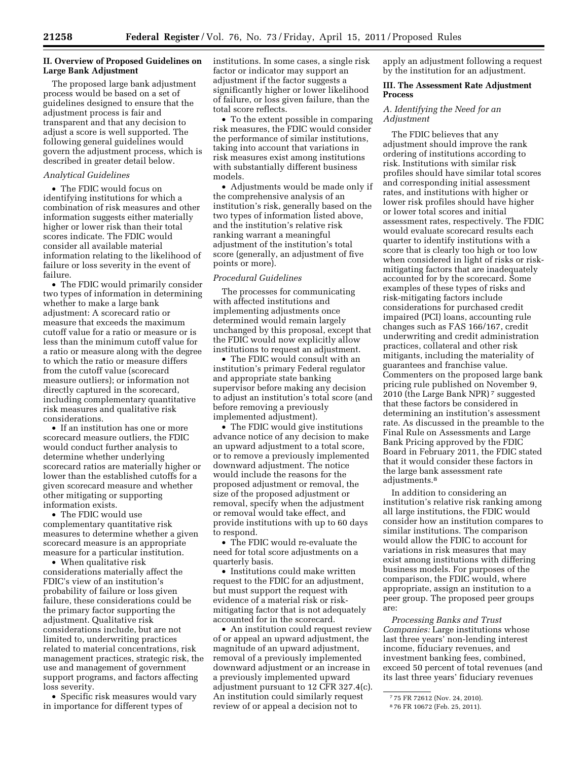## II. Overview of Proposed Guidelines on Large Bank Adjustment

The proposed large bank adjustment process would be based on a set of guidelines designed to ensure that the adjustment process is fair and transparent and that any decision to adjust a score is well supported. The following general guidelines would govern the adjustment process, which is described in greater detail below.

*Analytical Guidelines*

- The FDIC would focus on identifying institutions for which a combination of risk measures and other information suggests either materially higher or lower risk than their total scores indicate. The FDIC would consider all available material information relating to the likelihood of failure or loss severity in the event of failure.
- The FDIC would primarily consider two types of information in determining whether to make a large bank adjustment: A scorecard ratio or measure that exceeds the maximum cutoff value for a ratio or measure or is less than the minimum cutoff value for a ratio or measure along with the degree to which the ratio or measure differs from the cutoff value (scorecard measure outliers); or information not directly captured in the scorecard, including complementary quantitative risk measures and qualitative risk considerations.
- If an institution has one or more scorecard measure outliers, the FDIC would conduct further analysis to determine whether underlying scorecard ratios are materially higher or lower than the established cutoffs for a given scorecard measure and whether other mitigating or supporting information exists.
- The FDIC would use complementary quantitative risk measures to determine whether a given scorecard measure is an appropriate measure for a particular institution.
- When qualitative risk considerations materially affect the FDIC's view of an institution's probability of failure or loss given failure, these considerations could be the primary factor supporting the adjustment. Qualitative risk considerations include, but are not limited to, underwriting practices related to material concentrations, risk management practices, strategic risk, the use and management of government support programs, and factors affecting loss severity.
- Specific risk measures would vary in importance for different types of institutions. In some cases, a single risk factor or indicator may support an adjustment if the factor suggests a significantly higher or lower likelihood of failure, or loss given failure, than the total score reflects.
- To the extent possible in comparing risk measures, the FDIC would consider the performance of similar institutions, taking into account that variations in risk measures exist among institutions with substantially different business models.
- Adjustments would be made only if the comprehensive analysis of an institution's risk, generally based on the two types of information listed above, and the institution's relative risk ranking warrant a meaningful adjustment of the institution's total score (generally, an adjustment of five points or more).

*Procedural Guidelines*

The processes for communicating with affected institutions and implementing adjustments once determined would remain largely unchanged by this proposal, except that the FDIC would now explicitly allow institutions to request an adjustment.

- The FDIC would consult with an institution's primary Federal regulator and appropriate state banking supervisor before making any decision to adjust an institution's total score (and before removing a previously implemented adjustment).
- The FDIC would give institutions advance notice of any decision to make an upward adjustment to a total score, or to remove a previously implemented downward adjustment. The notice would include the reasons for the proposed adjustment or removal, the size of the proposed adjustment or removal, specify when the adjustment or removal would take effect, and provide institutions with up to 60 days to respond.
- The FDIC would re-evaluate the need for total score adjustments on a quarterly basis.
- Institutions could make written request to the FDIC for an adjustment, but must support the request with evidence of a material risk or risk-mitigating factor that is not adequately accounted for in the scorecard.
- An institution could request review of or appeal an upward adjustment, the magnitude of an upward adjustment, removal of a previously implemented downward adjustment or an increase in a previously implemented upward adjustment pursuant to 12 CFR 327.4(c). An institution could similarly request review of or appeal a decision not to apply an adjustment following a request by the institution for an adjustment.

## III. The Assessment Rate Adjustment Process

### *A. Identifying the Need for an Adjustment*

The FDIC believes that any adjustment should improve the rank ordering of institutions according to risk. Institutions with similar risk profiles should have similar total scores and corresponding initial assessment rates, and institutions with higher or lower risk profiles should have higher or lower total scores and initial assessment rates, respectively. The FDIC would evaluate scorecard results each quarter to identify institutions with a score that is clearly too high or too low when considered in light of risks or risk-mitigating factors that are inadequately accounted for by the scorecard. Some examples of these types of risks and risk-mitigating factors include considerations for purchased credit impaired (PCI) loans, accounting rule changes such as FAS 166/167, credit underwriting and credit administration practices, collateral and other risk mitigants, including the materiality of guarantees and franchise value. Commenters on the proposed large bank pricing rule published on November 9, 2010 (the Large Bank NPR)[7] suggested that these factors be considered in determining an institution's assessment rate. As discussed in the preamble to the Final Rule on Assessments and Large Bank Pricing approved by the FDIC Board in February 2011, the FDIC stated that it would consider these factors in the large bank assessment rate adjustments.[8]

In addition to considering an institution's relative risk ranking among all large institutions, the FDIC would consider how an institution compares to similar institutions. The comparison would allow the FDIC to account for variations in risk measures that may exist among institutions with differing business models. For purposes of the comparison, the FDIC would, where appropriate, assign an institution to a peer group. The proposed peer groups are:

*Processing Banks and Trust Companies:* Large institutions whose last three years' non-lending interest income, fiduciary revenues, and investment banking fees, combined, exceed 50 percent of total revenues (and its last three years' fiduciary revenues

[7] 75 FR 72612 (Nov. 24, 2010).

[8] 76 FR 10672 (Feb. 25, 2011).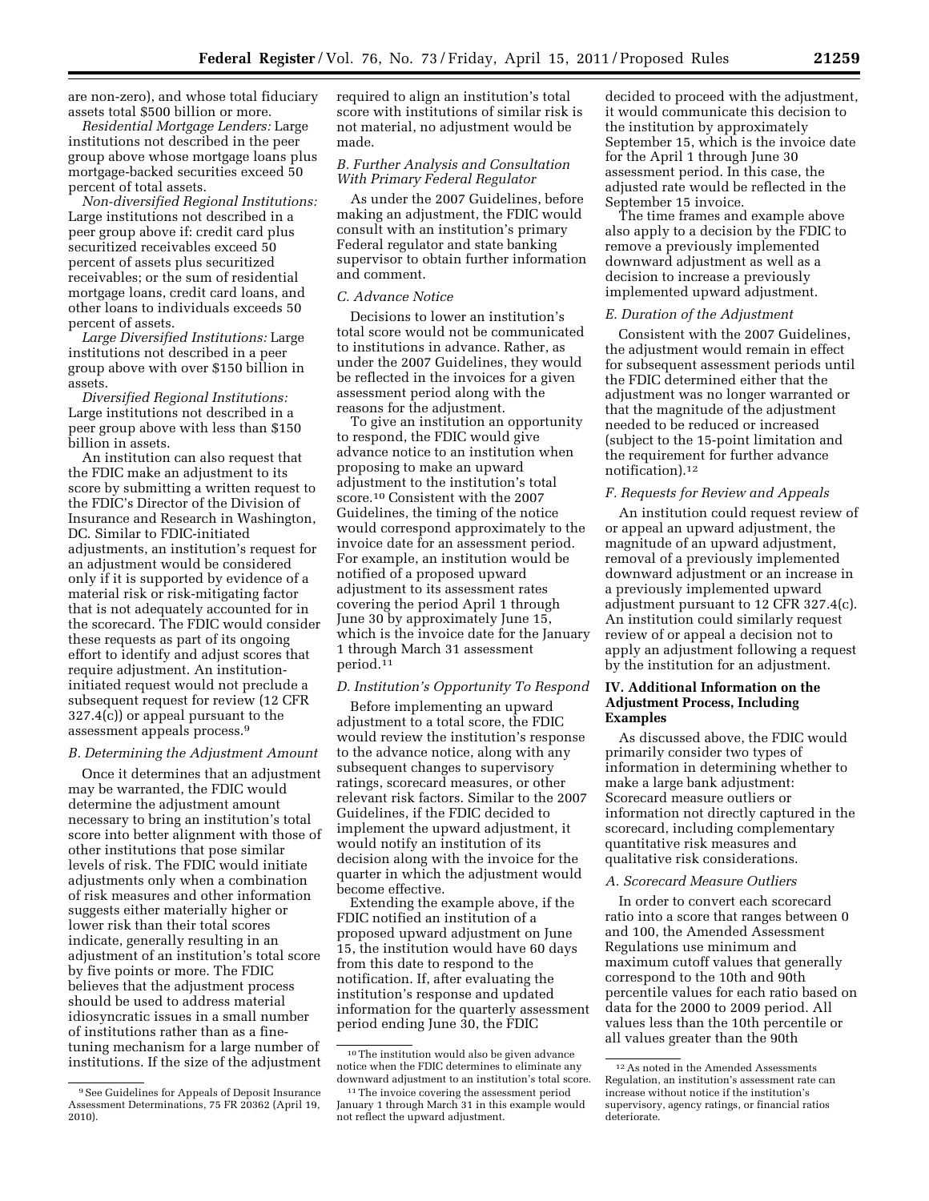are non-zero), and whose total fiduciary assets total $500 billion or more.

*Residential Mortgage Lenders:* Large institutions not described in the peer group above whose mortgage loans plus mortgage-backed securities exceed 50 percent of total assets.

*Non-diversified Regional Institutions:* Large institutions not described in a peer group above if: credit card plus securitized receivables exceed 50 percent of assets plus securitized receivables; or the sum of residential mortgage loans, credit card loans, and other loans to individuals exceeds 50 percent of assets.

*Large Diversified Institutions:* Large institutions not described in a peer group above with over $150 billion in assets.

*Diversified Regional Institutions:* Large institutions not described in a peer group above with less than $150 billion in assets.

An institution can also request that the FDIC make an adjustment to its score by submitting a written request to the FDIC's Director of the Division of Insurance and Research in Washington, DC. Similar to FDIC-initiated adjustments, an institution's request for an adjustment would be considered only if it is supported by evidence of a material risk or risk-mitigating factor that is not adequately accounted for in the scorecard. The FDIC would consider these requests as part of its ongoing effort to identify and adjust scores that require adjustment. An institution-initiated request would not preclude a subsequent request for review (12 CFR 327.4(c)) or appeal pursuant to the assessment appeals process.[9]

### B. Determining the Adjustment Amount

Once it determines that an adjustment may be warranted, the FDIC would determine the adjustment amount necessary to bring an institution's total score into better alignment with those of other institutions that pose similar levels of risk. The FDIC would initiate adjustments only when a combination of risk measures and other information suggests either materially higher or lower risk than their total scores indicate, generally resulting in an adjustment of an institution's total score by five points or more. The FDIC believes that the adjustment process should be used to address material idiosyncratic issues in a small number of institutions rather than as a fine-tuning mechanism for a large number of institutions. If the size of the adjustment required to align an institution's total score with institutions of similar risk is not material, no adjustment would be made.

### B. Further Analysis and Consultation With Primary Federal Regulator

As under the 2007 Guidelines, before making an adjustment, the FDIC would consult with an institution's primary Federal regulator and state banking supervisor to obtain further information and comment.

### C. Advance Notice

Decisions to lower an institution's total score would not be communicated to institutions in advance. Rather, as under the 2007 Guidelines, they would be reflected in the invoices for a given assessment period along with the reasons for the adjustment.

To give an institution an opportunity to respond, the FDIC would give advance notice to an institution when proposing to make an upward adjustment to the institution's total score.[10] Consistent with the 2007 Guidelines, the timing of the notice would correspond approximately to the invoice date for an assessment period. For example, an institution would be notified of a proposed upward adjustment to its assessment rates covering the period April 1 through June 30 by approximately June 15, which is the invoice date for the January 1 through March 31 assessment period.[11]

### D. Institution's Opportunity To Respond

Before implementing an upward adjustment to a total score, the FDIC would review the institution's response to the advance notice, along with any subsequent changes to supervisory ratings, scorecard measures, or other relevant risk factors. Similar to the 2007 Guidelines, if the FDIC decided to implement the upward adjustment, it would notify an institution of its decision along with the invoice for the quarter in which the adjustment would become effective.

Extending the example above, if the FDIC notified an institution of a proposed upward adjustment on June 15, the institution would have 60 days from this date to respond to the notification. If, after evaluating the institution's response and updated information for the quarterly assessment period ending June 30, the FDIC decided to proceed with the adjustment, it would communicate this decision to the institution by approximately September 15, which is the invoice date for the April 1 through June 30 assessment period. In this case, the adjusted rate would be reflected in the September 15 invoice.

The time frames and example above also apply to a decision by the FDIC to remove a previously implemented downward adjustment as well as a decision to increase a previously implemented upward adjustment.

### E. Duration of the Adjustment

Consistent with the 2007 Guidelines, the adjustment would remain in effect for subsequent assessment periods until the FDIC determined either that the adjustment was no longer warranted or that the magnitude of the adjustment needed to be reduced or increased (subject to the 15-point limitation and the requirement for further advance notification).[12]

### F. Requests for Review and Appeals

An institution could request review of or appeal an upward adjustment, the magnitude of an upward adjustment, removal of a previously implemented downward adjustment or an increase in a previously implemented upward adjustment pursuant to 12 CFR 327.4(c). An institution could similarly request review of or appeal a decision not to apply an adjustment following a request by the institution for an adjustment.

## IV. Additional Information on the Adjustment Process, Including Examples

As discussed above, the FDIC would primarily consider two types of information in determining whether to make a large bank adjustment: Scorecard measure outliers or information not directly captured in the scorecard, including complementary quantitative risk measures and qualitative risk considerations.

### A. Scorecard Measure Outliers

In order to convert each scorecard ratio into a score that ranges between 0 and 100, the Amended Assessment Regulations use minimum and maximum cutoff values that generally correspond to the 10th and 90th percentile values for each ratio based on data for the 2000 to 2009 period. All values less than the 10th percentile or all values greater than the 90th

---

[9] See Guidelines for Appeals of Deposit Insurance Assessment Determinations, 75 FR 20362 (April 19, 2010).

[10] The institution would also be given advance notice when the FDIC determines to eliminate any downward adjustment to an institution's total score.

[11] The invoice covering the assessment period January 1 through March 31 in this example would not reflect the upward adjustment.

[12] As noted in the Amended Assessments Regulation, an institution's assessment rate can increase without notice if the institution's supervisory, agency ratings, or financial ratios deteriorate.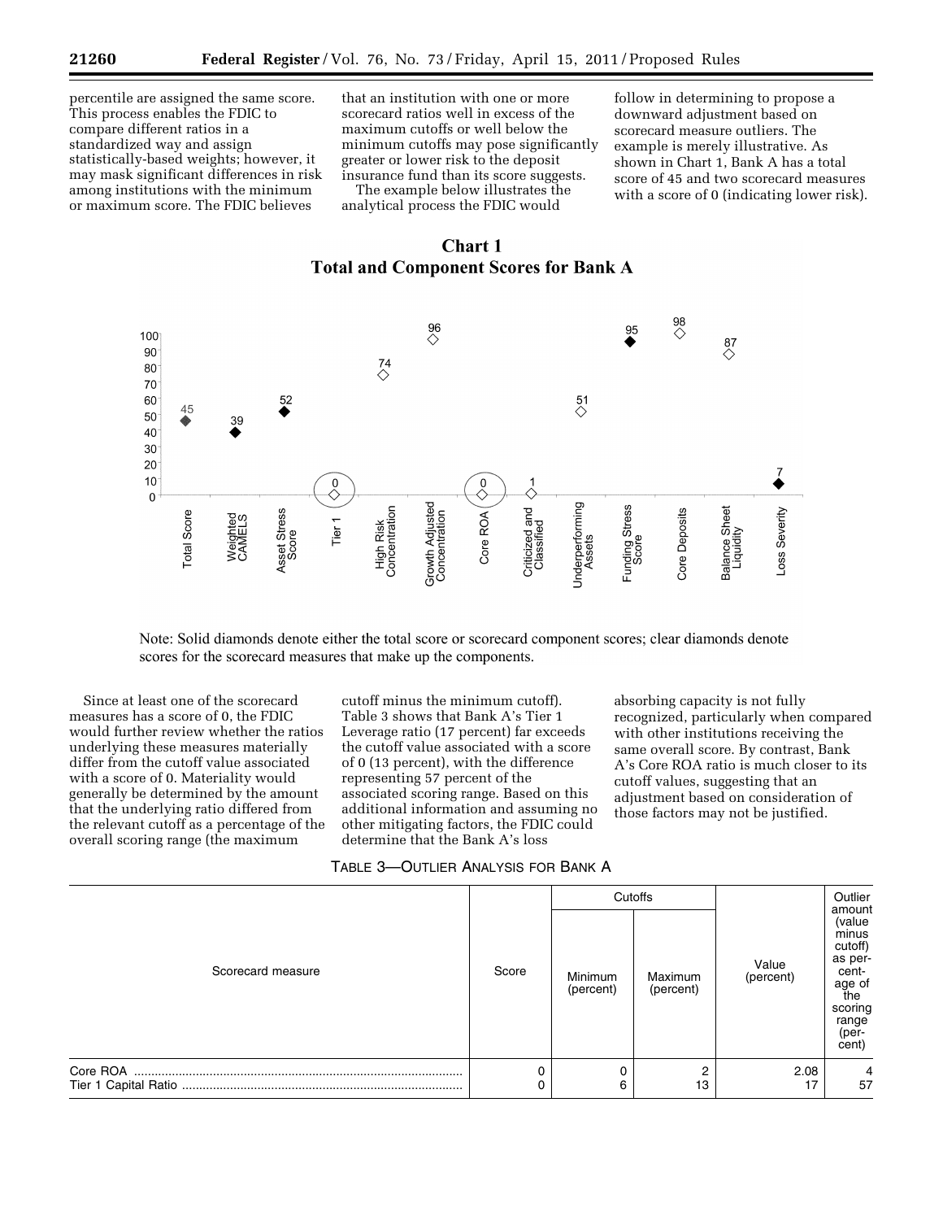percentile are assigned the same score. This process enables the FDIC to compare different ratios in a standardized way and assign statistically-based weights; however, it may mask significant differences in risk among institutions with the minimum or maximum score. The FDIC believes that an institution with one or more scorecard ratios well in excess of the maximum cutoffs or well below the minimum cutoffs may pose significantly greater or lower risk to the deposit insurance fund than its score suggests.

The example below illustrates the analytical process the FDIC would follow in determining to propose a downward adjustment based on scorecard measure outliers. The example is merely illustrative. As shown in Chart 1, Bank A has a total score of 45 and two scorecard measures with a score of 0 (indicating lower risk).

**Chart 1**
**Total and Component Scores for Bank A**

| Measure | Score |
|---|---|
| Total Score | 45 |
| Weighted CAMELS | 39 |
| Asset Stress Score | 52 |
| Tier 1 | 0 |
| High Risk Concentration | 74 |
| Growth Adjusted Concentration | 96 |
| Core ROA | 0 |
| Criticized and Classified | 1 |
| Underperforming Assets | 51 |
| Funding Stress Score | 95 |
| Core Deposits | 98 |
| Balance Sheet Liquidity | 87 |
| Loss Severity | 7 |

Note: Solid diamonds denote either the total score or scorecard component scores; clear diamonds denote scores for the scorecard measures that make up the components.

Since at least one of the scorecard measures has a score of 0, the FDIC would further review whether the ratios underlying these measures materially differ from the cutoff value associated with a score of 0. Materiality would generally be determined by the amount that the underlying ratio differed from the relevant cutoff as a percentage of the overall scoring range (the maximum cutoff minus the minimum cutoff). Table 3 shows that Bank A's Tier 1 Leverage ratio (17 percent) far exceeds the cutoff value associated with a score of 0 (13 percent), with the difference representing 57 percent of the associated scoring range. Based on this additional information and assuming no other mitigating factors, the FDIC could determine that the Bank A's loss absorbing capacity is not fully recognized, particularly when compared with other institutions receiving the same overall score. By contrast, Bank A's Core ROA ratio is much closer to its cutoff values, suggesting that an adjustment based on consideration of those factors may not be justified.

TABLE 3—OUTLIER ANALYSIS FOR BANK A

| Scorecard measure | Score | Cutoffs | | Value (percent) | Outlier amount (value minus cutoff) as percentage of the scoring range (percent) |
|---|---|---|---|---|---|
| | | Minimum (percent) | Maximum (percent) | | |
| Core ROA | 0 | 0 | 2 | 2.08 | 4 |
| Tier 1 Capital Ratio | 0 | 6 | 13 | 17 | 57 |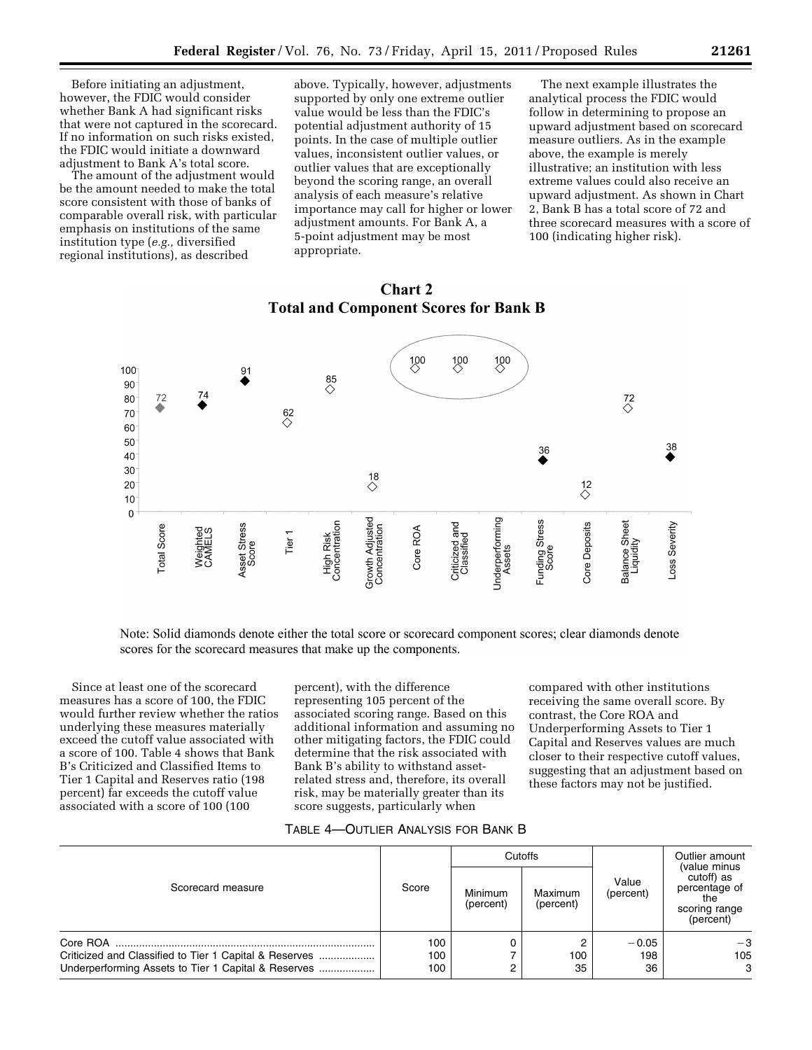Before initiating an adjustment, however, the FDIC would consider whether Bank A had significant risks that were not captured in the scorecard. If no information on such risks existed, the FDIC would initiate a downward adjustment to Bank A's total score.

The amount of the adjustment would be the amount needed to make the total score consistent with those of banks of comparable overall risk, with particular emphasis on institutions of the same institution type (*e.g.*, diversified regional institutions), as described above. Typically, however, adjustments supported by only one extreme outlier value would be less than the FDIC's potential adjustment authority of 15 points. In the case of multiple outlier values, inconsistent outlier values, or outlier values that are exceptionally beyond the scoring range, an overall analysis of each measure's relative importance may call for higher or lower adjustment amounts. For Bank A, a 5-point adjustment may be most appropriate.

The next example illustrates the analytical process the FDIC would follow in determining to propose an upward adjustment based on scorecard measure outliers. As in the example above, the example is merely illustrative; an institution with less extreme values could also receive an upward adjustment. As shown in Chart 2, Bank B has a total score of 72 and three scorecard measures with a score of 100 (indicating higher risk).

**Chart 2**
**Total and Component Scores for Bank B**

| Measure | Score |
|---|---|
| Total Score | 72 |
| Weighted CAMELS | 74 |
| Asset Stress Score | 91 |
| Tier 1 | 62 |
| High Risk Concentration | 85 |
| Growth Adjusted Concentration | 18 |
| Core ROA | 100 |
| Criticized and Classified | 100 |
| Underperforming Assets | 100 |
| Funding Stress Score | 36 |
| Core Deposits | 12 |
| Balance Sheet Liquidity | 72 |
| Loss Severity | 38 |

Note: Solid diamonds denote either the total score or scorecard component scores; clear diamonds denote scores for the scorecard measures that make up the components.

Since at least one of the scorecard measures has a score of 100, the FDIC would further review whether the ratios underlying these measures materially exceed the cutoff value associated with a score of 100. Table 4 shows that Bank B's Criticized and Classified Items to Tier 1 Capital and Reserves ratio (198 percent) far exceeds the cutoff value associated with a score of 100 (100 percent), with the difference representing 105 percent of the associated scoring range. Based on this additional information and assuming no other mitigating factors, the FDIC could determine that the risk associated with Bank B's ability to withstand asset-related stress and, therefore, its overall risk, may be materially greater than its score suggests, particularly when compared with other institutions receiving the same overall score. By contrast, the Core ROA and Underperforming Assets to Tier 1 Capital and Reserves values are much closer to their respective cutoff values, suggesting that an adjustment based on these factors may not be justified.

TABLE 4—OUTLIER ANALYSIS FOR BANK B

| Scorecard measure | Score | Cutoffs | | Value (percent) | Outlier amount (value minus cutoff) as percentage of the scoring range (percent) |
|---|---|---|---|---|---|
| | | Minimum (percent) | Maximum (percent) | | |
| Core ROA | 100 | 0 | 2 | −0.05 | −3 |
| Criticized and Classified to Tier 1 Capital & Reserves | 100 | 7 | 100 | 198 | 105 |
| Underperforming Assets to Tier 1 Capital & Reserves | 100 | 2 | 35 | 36 | 3 |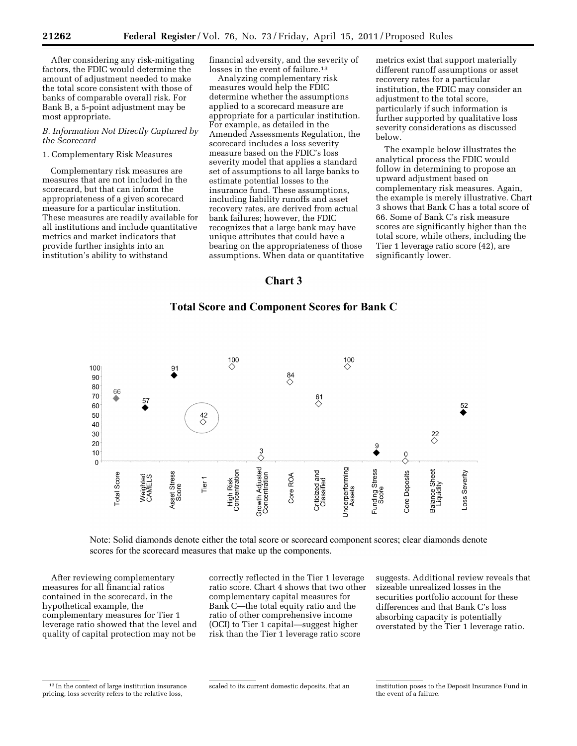After considering any risk-mitigating factors, the FDIC would determine the amount of adjustment needed to make the total score consistent with those of banks of comparable overall risk. For Bank B, a 5-point adjustment may be most appropriate.

### *B. Information Not Directly Captured by the Scorecard*

#### 1. Complementary Risk Measures

Complementary risk measures are measures that are not included in the scorecard, but that can inform the appropriateness of a given scorecard measure for a particular institution. These measures are readily available for all institutions and include quantitative metrics and market indicators that provide further insights into an institution's ability to withstand financial adversity, and the severity of losses in the event of failure.[13]

Analyzing complementary risk measures would help the FDIC determine whether the assumptions applied to a scorecard measure are appropriate for a particular institution. For example, as detailed in the Amended Assessments Regulation, the scorecard includes a loss severity measure based on the FDIC's loss severity model that applies a standard set of assumptions to all large banks to estimate potential losses to the insurance fund. These assumptions, including liability runoffs and asset recovery rates, are derived from actual bank failures; however, the FDIC recognizes that a large bank may have unique attributes that could have a bearing on the appropriateness of those assumptions. When data or quantitative metrics exist that support materially different runoff assumptions or asset recovery rates for a particular institution, the FDIC may consider an adjustment to the total score, particularly if such information is further supported by qualitative loss severity considerations as discussed below.

The example below illustrates the analytical process the FDIC would follow in determining to propose an upward adjustment based on complementary risk measures. Again, the example is merely illustrative. Chart 3 shows that Bank C has a total score of 66. Some of Bank C's risk measure scores are significantly higher than the total score, while others, including the Tier 1 leverage ratio score (42), are significantly lower.

**Chart 3**

**Total Score and Component Scores for Bank C**

| Measure | Score |
|---|---|
| Total Score | 66 |
| Weighted CAMELS | 57 |
| Asset Stress Score | 91 |
| Tier 1 | 42 |
| High Risk Concentration | 100 |
| Growth Adjusted Concentration | 3 |
| Core ROA | 84 |
| Criticized and Classified | 61 |
| Underperforming Assets | 100 |
| Funding Stress Score | 9 |
| Core Deposits | 0 |
| Balance Sheet Liquidity | 22 |
| Loss Severity | 52 |

Note: Solid diamonds denote either the total score or scorecard component scores; clear diamonds denote scores for the scorecard measures that make up the components.

After reviewing complementary measures for all financial ratios contained in the scorecard, in the hypothetical example, the complementary measures for Tier 1 leverage ratio showed that the level and quality of capital protection may not be correctly reflected in the Tier 1 leverage ratio score. Chart 4 shows that two other complementary capital measures for Bank C—the total equity ratio and the ratio of other comprehensive income (OCI) to Tier 1 capital—suggest higher risk than the Tier 1 leverage ratio score suggests. Additional review reveals that sizeable unrealized losses in the securities portfolio account for these differences and that Bank C's loss absorbing capacity is potentially overstated by the Tier 1 leverage ratio.

[13] In the context of large institution insurance pricing, loss severity refers to the relative loss, scaled to its current domestic deposits, that an institution poses to the Deposit Insurance Fund in the event of a failure.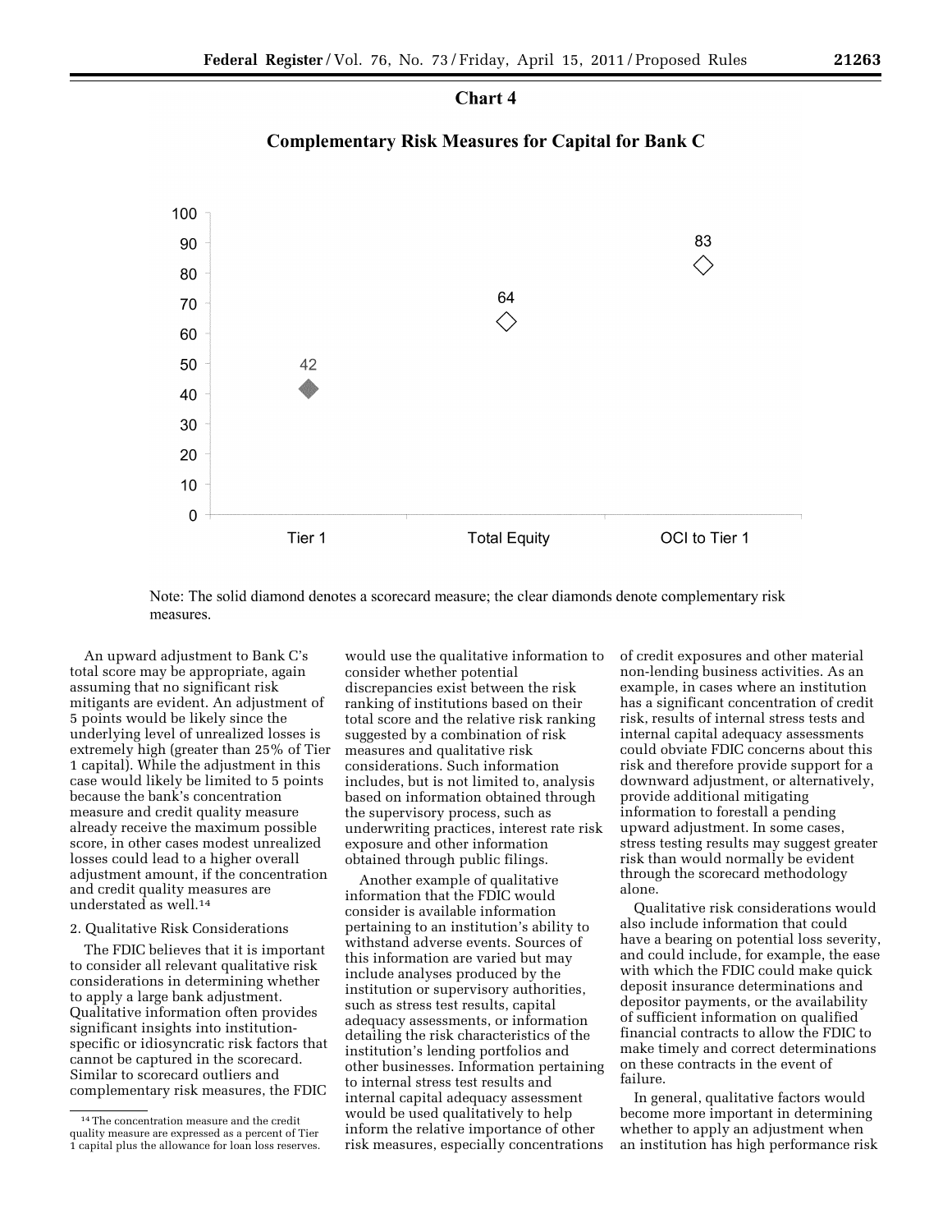## Chart 4

### Complementary Risk Measures for Capital for Bank C

| | Tier 1 | Total Equity | OCI to Tier 1 |
|---|---|---|---|
| Value | 42 | 64 | 83 |

Note: The solid diamond denotes a scorecard measure; the clear diamonds denote complementary risk measures.

An upward adjustment to Bank C's total score may be appropriate, again assuming that no significant risk mitigants are evident. An adjustment of 5 points would be likely since the underlying level of unrealized losses is extremely high (greater than 25% of Tier 1 capital). While the adjustment in this case would likely be limited to 5 points because the bank's concentration measure and credit quality measure already receive the maximum possible score, in other cases modest unrealized losses could lead to a higher overall adjustment amount, if the concentration and credit quality measures are understated as well.[14]

2. Qualitative Risk Considerations

The FDIC believes that it is important to consider all relevant qualitative risk considerations in determining whether to apply a large bank adjustment. Qualitative information often provides significant insights into institution-specific or idiosyncratic risk factors that cannot be captured in the scorecard. Similar to scorecard outliers and complementary risk measures, the FDIC would use the qualitative information to consider whether potential discrepancies exist between the risk ranking of institutions based on their total score and the relative risk ranking suggested by a combination of risk measures and qualitative risk considerations. Such information includes, but is not limited to, analysis based on information obtained through the supervisory process, such as underwriting practices, interest rate risk exposure and other information obtained through public filings.

Another example of qualitative information that the FDIC would consider is available information pertaining to an institution's ability to withstand adverse events. Sources of this information are varied but may include analyses produced by the institution or supervisory authorities, such as stress test results, capital adequacy assessments, or information detailing the risk characteristics of the institution's lending portfolios and other businesses. Information pertaining to internal stress test results and internal capital adequacy assessment would be used qualitatively to help inform the relative importance of other risk measures, especially concentrations of credit exposures and other material non-lending business activities. As an example, in cases where an institution has a significant concentration of credit risk, results of internal stress tests and internal capital adequacy assessments could obviate FDIC concerns about this risk and therefore provide support for a downward adjustment, or alternatively, provide additional mitigating information to forestall a pending upward adjustment. In some cases, stress testing results may suggest greater risk than would normally be evident through the scorecard methodology alone.

Qualitative risk considerations would also include information that could have a bearing on potential loss severity, and could include, for example, the ease with which the FDIC could make quick deposit insurance determinations and depositor payments, or the availability of sufficient information on qualified financial contracts to allow the FDIC to make timely and correct determinations on these contracts in the event of failure.

In general, qualitative factors would become more important in determining whether to apply an adjustment when an institution has high performance risk

[14] The concentration measure and the credit quality measure are expressed as a percent of Tier 1 capital plus the allowance for loan loss reserves.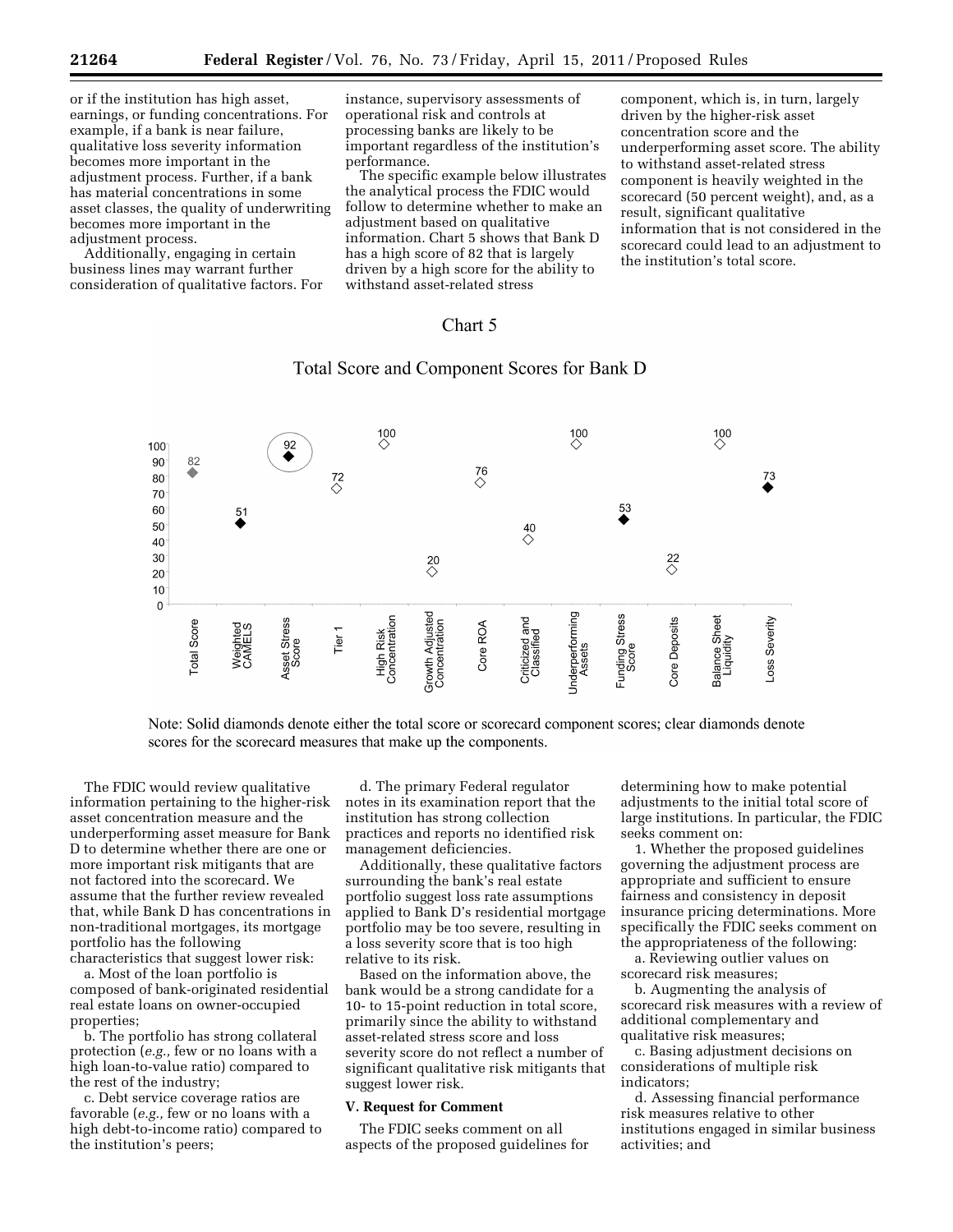or if the institution has high asset, earnings, or funding concentrations. For example, if a bank is near failure, qualitative loss severity information becomes more important in the adjustment process. Further, if a bank has material concentrations in some asset classes, the quality of underwriting becomes more important in the adjustment process.

Additionally, engaging in certain business lines may warrant further consideration of qualitative factors. For instance, supervisory assessments of operational risk and controls at processing banks are likely to be important regardless of the institution's performance.

The specific example below illustrates the analytical process the FDIC would follow to determine whether to make an adjustment based on qualitative information. Chart 5 shows that Bank D has a high score of 82 that is largely driven by a high score for the ability to withstand asset-related stress component, which is, in turn, largely driven by the higher-risk asset concentration score and the underperforming asset score. The ability to withstand asset-related stress component is heavily weighted in the scorecard (50 percent weight), and, as a result, significant qualitative information that is not considered in the scorecard could lead to an adjustment to the institution's total score.

Chart 5

Total Score and Component Scores for Bank D

| Measure | Score |
|---|---|
| Total Score | 82 |
| Weighted CAMELS | 51 |
| Asset Stress Score | 92 |
| Tier 1 | 72 |
| High Risk Concentration | 100 |
| Growth Adjusted Concentration | 20 |
| Core ROA | 76 |
| Criticized and Classified | 40 |
| Underperforming Assets | 100 |
| Funding Stress Score | 53 |
| Core Deposits | 22 |
| Balance Sheet Liquidity | 100 |
| Loss Severity | 73 |

Note: Solid diamonds denote either the total score or scorecard component scores; clear diamonds denote scores for the scorecard measures that make up the components.

The FDIC would review qualitative information pertaining to the higher-risk asset concentration measure and the underperforming asset measure for Bank D to determine whether there are one or more important risk mitigants that are not factored into the scorecard. We assume that the further review revealed that, while Bank D has concentrations in non-traditional mortgages, its mortgage portfolio has the following characteristics that suggest lower risk:

a. Most of the loan portfolio is composed of bank-originated residential real estate loans on owner-occupied properties;

b. The portfolio has strong collateral protection (*e.g.,* few or no loans with a high loan-to-value ratio) compared to the rest of the industry;

c. Debt service coverage ratios are favorable (*e.g.,* few or no loans with a high debt-to-income ratio) compared to the institution's peers;

d. The primary Federal regulator notes in its examination report that the institution has strong collection practices and reports no identified risk management deficiencies.

Additionally, these qualitative factors surrounding the bank's real estate portfolio suggest loss rate assumptions applied to Bank D's residential mortgage portfolio may be too severe, resulting in a loss severity score that is too high relative to its risk.

Based on the information above, the bank would be a strong candidate for a 10- to 15-point reduction in total score, primarily since the ability to withstand asset-related stress score and loss severity score do not reflect a number of significant qualitative risk mitigants that suggest lower risk.

## V. Request for Comment

The FDIC seeks comment on all aspects of the proposed guidelines for determining how to make potential adjustments to the initial total score of large institutions. In particular, the FDIC seeks comment on:

1. Whether the proposed guidelines governing the adjustment process are appropriate and sufficient to ensure fairness and consistency in deposit insurance pricing determinations. More specifically the FDIC seeks comment on the appropriateness of the following:

a. Reviewing outlier values on scorecard risk measures;

b. Augmenting the analysis of scorecard risk measures with a review of additional complementary and qualitative risk measures;

c. Basing adjustment decisions on considerations of multiple risk indicators;

d. Assessing financial performance risk measures relative to other institutions engaged in similar business activities; and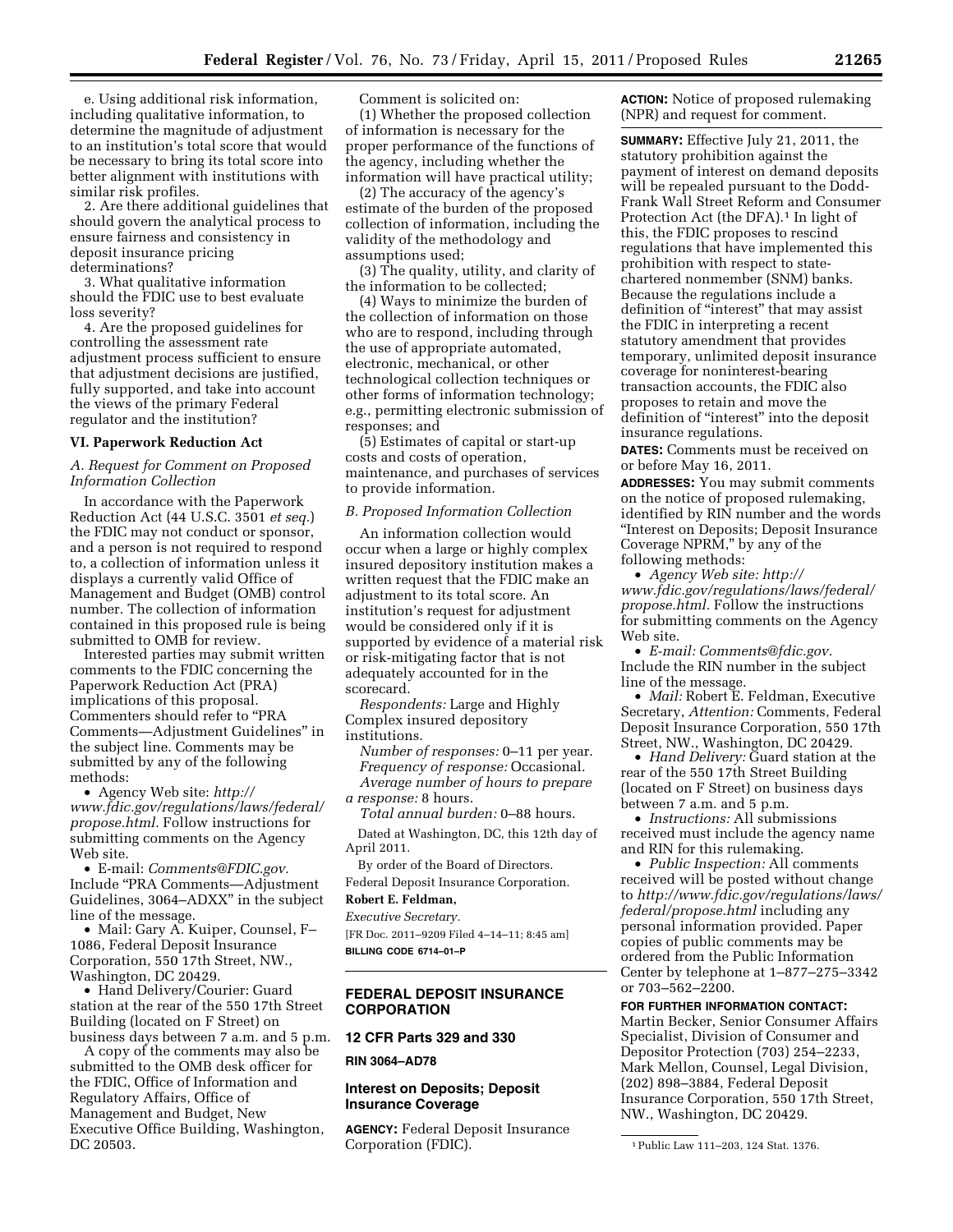e. Using additional risk information, including qualitative information, to determine the magnitude of adjustment to an institution's total score that would be necessary to bring its total score into better alignment with institutions with similar risk profiles.

2. Are there additional guidelines that should govern the analytical process to ensure fairness and consistency in deposit insurance pricing determinations?

3. What qualitative information should the FDIC use to best evaluate loss severity?

4. Are the proposed guidelines for controlling the assessment rate adjustment process sufficient to ensure that adjustment decisions are justified, fully supported, and take into account the views of the primary Federal regulator and the institution?

### VI. Paperwork Reduction Act

#### *A. Request for Comment on Proposed Information Collection*

In accordance with the Paperwork Reduction Act (44 U.S.C. 3501 *et seq.*) the FDIC may not conduct or sponsor, and a person is not required to respond to, a collection of information unless it displays a currently valid Office of Management and Budget (OMB) control number. The collection of information contained in this proposed rule is being submitted to OMB for review.

Interested parties may submit written comments to the FDIC concerning the Paperwork Reduction Act (PRA) implications of this proposal. Commenters should refer to "PRA Comments—Adjustment Guidelines" in the subject line. Comments may be submitted by any of the following methods:

- Agency Web site: *http://www.fdic.gov/regulations/laws/federal/propose.html.* Follow instructions for submitting comments on the Agency Web site.
- E-mail: *Comments@FDIC.gov.* Include "PRA Comments—Adjustment Guidelines, 3064–ADXX" in the subject line of the message.
- Mail: Gary A. Kuiper, Counsel, F–1086, Federal Deposit Insurance Corporation, 550 17th Street, NW., Washington, DC 20429.
- Hand Delivery/Courier: Guard station at the rear of the 550 17th Street Building (located on F Street) on business days between 7 a.m. and 5 p.m.

A copy of the comments may also be submitted to the OMB desk officer for the FDIC, Office of Information and Regulatory Affairs, Office of Management and Budget, New Executive Office Building, Washington, DC 20503.

Comment is solicited on:

(1) Whether the proposed collection of information is necessary for the proper performance of the functions of the agency, including whether the information will have practical utility;

(2) The accuracy of the agency's estimate of the burden of the proposed collection of information, including the validity of the methodology and assumptions used;

(3) The quality, utility, and clarity of the information to be collected;

(4) Ways to minimize the burden of the collection of information on those who are to respond, including through the use of appropriate automated, electronic, mechanical, or other technological collection techniques or other forms of information technology; e.g., permitting electronic submission of responses; and

(5) Estimates of capital or start-up costs and costs of operation, maintenance, and purchases of services to provide information.

#### *B. Proposed Information Collection*

An information collection would occur when a large or highly complex insured depository institution makes a written request that the FDIC make an adjustment to its total score. An institution's request for adjustment would be considered only if it is supported by evidence of a material risk or risk-mitigating factor that is not adequately accounted for in the scorecard.

*Respondents:* Large and Highly Complex insured depository institutions.

*Number of responses:* 0–11 per year.

*Frequency of response:* Occasional.

*Average number of hours to prepare a response:* 8 hours.

*Total annual burden:* 0–88 hours.

Dated at Washington, DC, this 12th day of April 2011.

By order of the Board of Directors.

Federal Deposit Insurance Corporation.

**Robert E. Feldman,**

*Executive Secretary.*

[FR Doc. 2011–9209 Filed 4–14–11; 8:45 am]

**BILLING CODE 6714–01–P**

---

## FEDERAL DEPOSIT INSURANCE CORPORATION

### 12 CFR Parts 329 and 330

**RIN 3064–AD78**

### Interest on Deposits; Deposit Insurance Coverage

**AGENCY:** Federal Deposit Insurance Corporation (FDIC).

**ACTION:** Notice of proposed rulemaking (NPR) and request for comment.

**SUMMARY:** Effective July 21, 2011, the statutory prohibition against the payment of interest on demand deposits will be repealed pursuant to the Dodd-Frank Wall Street Reform and Consumer Protection Act (the DFA).[1] In light of this, the FDIC proposes to rescind regulations that have implemented this prohibition with respect to state-chartered nonmember (SNM) banks. Because the regulations include a definition of "interest" that may assist the FDIC in interpreting a recent statutory amendment that provides temporary, unlimited deposit insurance coverage for noninterest-bearing transaction accounts, the FDIC also proposes to retain and move the definition of "interest" into the deposit insurance regulations.

**DATES:** Comments must be received on or before May 16, 2011.

**ADDRESSES:** You may submit comments on the notice of proposed rulemaking, identified by RIN number and the words "Interest on Deposits; Deposit Insurance Coverage NPRM," by any of the following methods:

- *Agency Web site: http://www.fdic.gov/regulations/laws/federal/propose.html.* Follow the instructions for submitting comments on the Agency Web site.
- *E-mail: Comments@fdic.gov.* Include the RIN number in the subject line of the message.
- *Mail:* Robert E. Feldman, Executive Secretary, *Attention:* Comments, Federal Deposit Insurance Corporation, 550 17th Street, NW., Washington, DC 20429.
- *Hand Delivery:* Guard station at the rear of the 550 17th Street Building (located on F Street) on business days between 7 a.m. and 5 p.m.
- *Instructions:* All submissions received must include the agency name and RIN for this rulemaking.
- *Public Inspection:* All comments received will be posted without change to *http://www.fdic.gov/regulations/laws/federal/propose.html* including any personal information provided. Paper copies of public comments may be ordered from the Public Information Center by telephone at 1–877–275–3342 or 703–562–2200.

**FOR FURTHER INFORMATION CONTACT:** Martin Becker, Senior Consumer Affairs Specialist, Division of Consumer and Depositor Protection (703) 254–2233, Mark Mellon, Counsel, Legal Division, (202) 898–3884, Federal Deposit Insurance Corporation, 550 17th Street, NW., Washington, DC 20429.

[1] Public Law 111–203, 124 Stat. 1376.